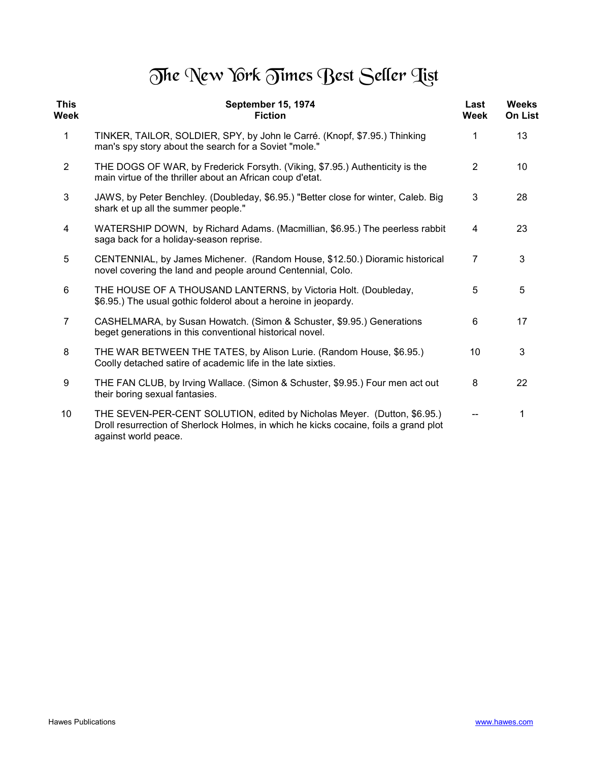# The New York Times Best Seller List

| This Week | September 15, 1974 Fiction | Last Week | Weeks On List |
|---|---|---|---|
| 1 | TINKER, TAILOR, SOLDIER, SPY, by John le Carré. (Knopf, $7.95.) Thinking man's spy story about the search for a Soviet "mole." | 1 | 13 |
| 2 | THE DOGS OF WAR, by Frederick Forsyth. (Viking, $7.95.) Authenticity is the main virtue of the thriller about an African coup d'etat. | 2 | 10 |
| 3 | JAWS, by Peter Benchley. (Doubleday, $6.95.) "Better close for winter, Caleb. Big shark et up all the summer people." | 3 | 28 |
| 4 | WATERSHIP DOWN, by Richard Adams. (Macmillian, $6.95.) The peerless rabbit saga back for a holiday-season reprise. | 4 | 23 |
| 5 | CENTENNIAL, by James Michener. (Random House, $12.50.) Dioramic historical novel covering the land and people around Centennial, Colo. | 7 | 3 |
| 6 | THE HOUSE OF A THOUSAND LANTERNS, by Victoria Holt. (Doubleday, $6.95.) The usual gothic folderol about a heroine in jeopardy. | 5 | 5 |
| 7 | CASHELMARA, by Susan Howatch. (Simon & Schuster, $9.95.) Generations beget generations in this conventional historical novel. | 6 | 17 |
| 8 | THE WAR BETWEEN THE TATES, by Alison Lurie. (Random House, $6.95.) Coolly detached satire of academic life in the late sixties. | 10 | 3 |
| 9 | THE FAN CLUB, by Irving Wallace. (Simon & Schuster, $9.95.) Four men act out their boring sexual fantasies. | 8 | 22 |
| 10 | THE SEVEN-PER-CENT SOLUTION, edited by Nicholas Meyer. (Dutton, $6.95.) Droll resurrection of Sherlock Holmes, in which he kicks cocaine, foils a grand plot against world peace. | -- | 1 |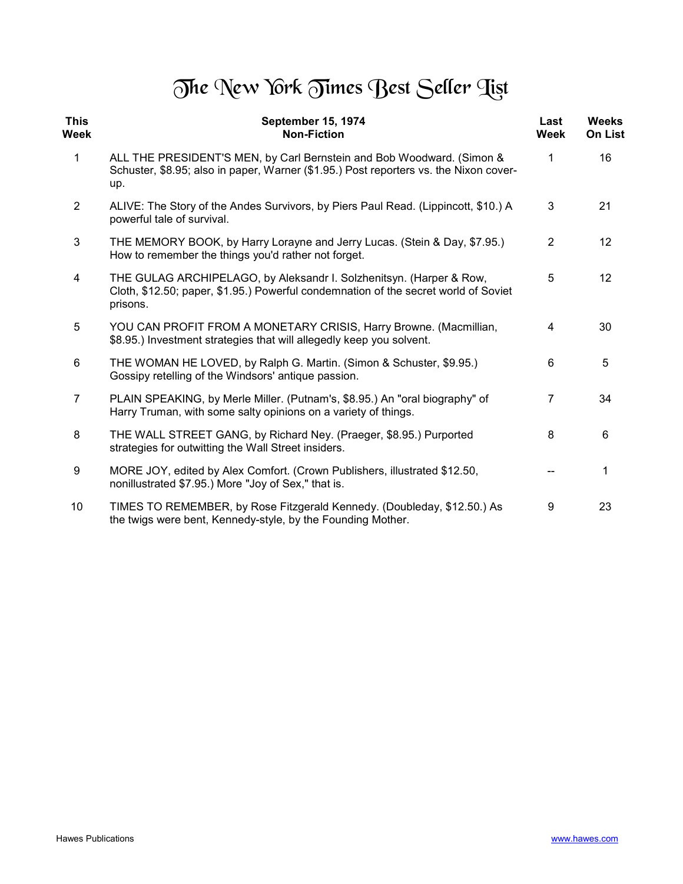# The New York Times Best Seller List

| This Week | September 15, 1974<br>Non-Fiction | Last Week | Weeks On List |
|---|---|---|---|
| 1 | ALL THE PRESIDENT'S MEN, by Carl Bernstein and Bob Woodward. (Simon & Schuster, $8.95; also in paper, Warner ($1.95.) Post reporters vs. the Nixon cover-up. | 1 | 16 |
| 2 | ALIVE: The Story of the Andes Survivors, by Piers Paul Read. (Lippincott, $10.) A powerful tale of survival. | 3 | 21 |
| 3 | THE MEMORY BOOK, by Harry Lorayne and Jerry Lucas. (Stein & Day, $7.95.) How to remember the things you'd rather not forget. | 2 | 12 |
| 4 | THE GULAG ARCHIPELAGO, by Aleksandr I. Solzhenitsyn. (Harper & Row, Cloth, $12.50; paper, $1.95.) Powerful condemnation of the secret world of Soviet prisons. | 5 | 12 |
| 5 | YOU CAN PROFIT FROM A MONETARY CRISIS, Harry Browne. (Macmillian, $8.95.) Investment strategies that will allegedly keep you solvent. | 4 | 30 |
| 6 | THE WOMAN HE LOVED, by Ralph G. Martin. (Simon & Schuster, $9.95.) Gossipy retelling of the Windsors' antique passion. | 6 | 5 |
| 7 | PLAIN SPEAKING, by Merle Miller. (Putnam's, $8.95.) An "oral biography" of Harry Truman, with some salty opinions on a variety of things. | 7 | 34 |
| 8 | THE WALL STREET GANG, by Richard Ney. (Praeger, $8.95.) Purported strategies for outwitting the Wall Street insiders. | 8 | 6 |
| 9 | MORE JOY, edited by Alex Comfort. (Crown Publishers, illustrated $12.50, nonillustrated $7.95.) More "Joy of Sex," that is. | -- | 1 |
| 10 | TIMES TO REMEMBER, by Rose Fitzgerald Kennedy. (Doubleday, $12.50.) As the twigs were bent, Kennedy-style, by the Founding Mother. | 9 | 23 |